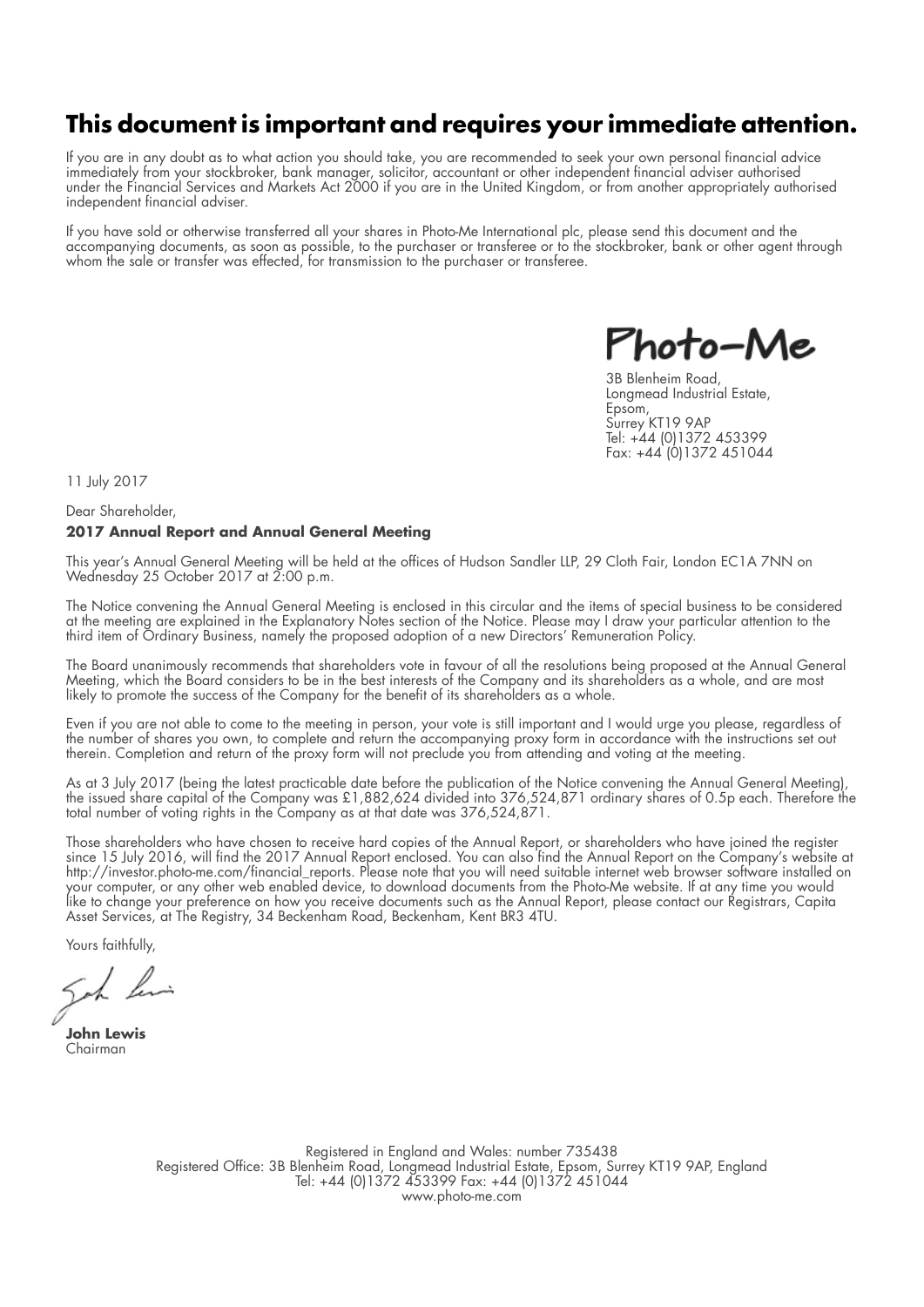# This document is important and requires your immediate attention.

If you are in any doubt as to what action you should take, you are recommended to seek your own personal financial advice immediately from your stockbroker, bank manager, solicitor, accountant or other independent financial adviser authorised under the Financial Services and Markets Act 2000 if you are in the United Kingdom, or from another appropriately authorised independent financial adviser.

If you have sold or otherwise transferred all your shares in Photo-Me International plc, please send this document and the accompanying documents, as soon as possible, to the purchaser or transferee or to the stockbroker, bank or other agent through whom the sale or transfer was effected, for transmission to the purchaser or transferee.

Photo-Me

3B Blenheim Road,
Longmead Industrial Estate,
Epsom,
Surrey KT19 9AP
Tel: +44 (0)1372 453399
Fax: +44 (0)1372 451044

11 July 2017

Dear Shareholder,

**2017 Annual Report and Annual General Meeting**

This year's Annual General Meeting will be held at the offices of Hudson Sandler LLP, 29 Cloth Fair, London EC1A 7NN on Wednesday 25 October 2017 at 2:00 p.m.

The Notice convening the Annual General Meeting is enclosed in this circular and the items of special business to be considered at the meeting are explained in the Explanatory Notes section of the Notice. Please may I draw your particular attention to the third item of Ordinary Business, namely the proposed adoption of a new Directors' Remuneration Policy.

The Board unanimously recommends that shareholders vote in favour of all the resolutions being proposed at the Annual General Meeting, which the Board considers to be in the best interests of the Company and its shareholders as a whole, and are most likely to promote the success of the Company for the benefit of its shareholders as a whole.

Even if you are not able to come to the meeting in person, your vote is still important and I would urge you please, regardless of the number of shares you own, to complete and return the accompanying proxy form in accordance with the instructions set out therein. Completion and return of the proxy form will not preclude you from attending and voting at the meeting.

As at 3 July 2017 (being the latest practicable date before the publication of the Notice convening the Annual General Meeting), the issued share capital of the Company was £1,882,624 divided into 376,524,871 ordinary shares of 0.5p each. Therefore the total number of voting rights in the Company as at that date was 376,524,871.

Those shareholders who have chosen to receive hard copies of the Annual Report, or shareholders who have joined the register since 15 July 2016, will find the 2017 Annual Report enclosed. You can also find the Annual Report on the Company's website at http://investor.photo-me.com/financial_reports. Please note that you will need suitable internet web browser software installed on your computer, or any other web enabled device, to download documents from the Photo-Me website. If at any time you would like to change your preference on how you receive documents such as the Annual Report, please contact our Registrars, Capita Asset Services, at The Registry, 34 Beckenham Road, Beckenham, Kent BR3 4TU.

Yours faithfully,

**John Lewis**
Chairman

Registered in England and Wales: number 735438
Registered Office: 3B Blenheim Road, Longmead Industrial Estate, Epsom, Surrey KT19 9AP, England
Tel: +44 (0)1372 453399 Fax: +44 (0)1372 451044
www.photo-me.com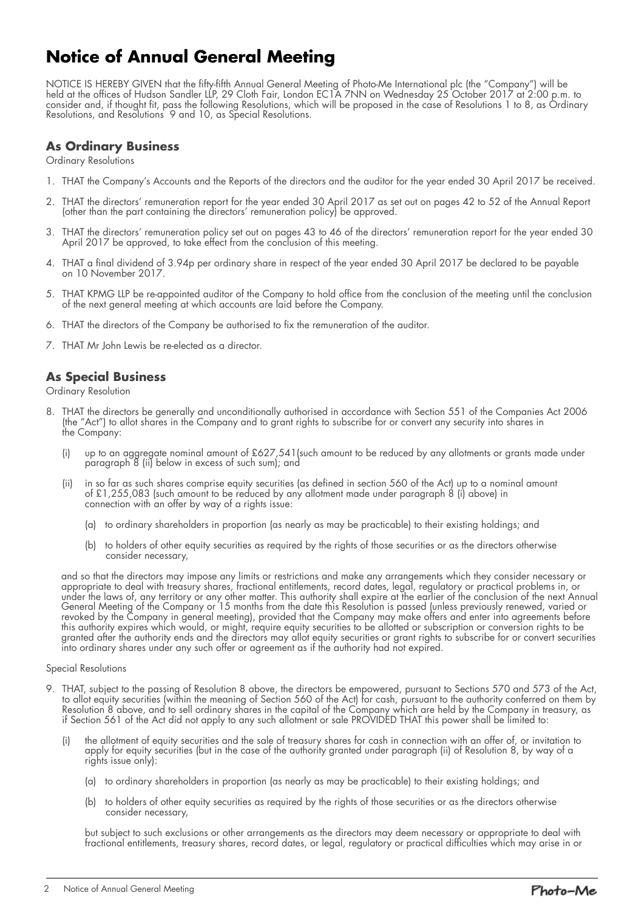# Notice of Annual General Meeting

NOTICE IS HEREBY GIVEN that the fifty-fifth Annual General Meeting of Photo-Me International plc (the "Company") will be held at the offices of Hudson Sandler LLP, 29 Cloth Fair, London EC1A 7NN on Wednesday 25 October 2017 at 2:00 p.m. to consider and, if thought fit, pass the following Resolutions, which will be proposed in the case of Resolutions 1 to 8, as Ordinary Resolutions, and Resolutions 9 and 10, as Special Resolutions.

## As Ordinary Business

Ordinary Resolutions

1. THAT the Company's Accounts and the Reports of the directors and the auditor for the year ended 30 April 2017 be received.
2. THAT the directors' remuneration report for the year ended 30 April 2017 as set out on pages 42 to 52 of the Annual Report (other than the part containing the directors' remuneration policy) be approved.
3. THAT the directors' remuneration policy set out on pages 43 to 46 of the directors' remuneration report for the year ended 30 April 2017 be approved, to take effect from the conclusion of this meeting.
4. THAT a final dividend of 3.94p per ordinary share in respect of the year ended 30 April 2017 be declared to be payable on 10 November 2017.
5. THAT KPMG LLP be re-appointed auditor of the Company to hold office from the conclusion of the meeting until the conclusion of the next general meeting at which accounts are laid before the Company.
6. THAT the directors of the Company be authorised to fix the remuneration of the auditor.
7. THAT Mr John Lewis be re-elected as a director.

## As Special Business

Ordinary Resolution

8. THAT the directors be generally and unconditionally authorised in accordance with Section 551 of the Companies Act 2006 (the "Act") to allot shares in the Company and to grant rights to subscribe for or convert any security into shares in the Company:

   (i) up to an aggregate nominal amount of £627,541(such amount to be reduced by any allotments or grants made under paragraph 8 (ii) below in excess of such sum); and

   (ii) in so far as such shares comprise equity securities (as defined in section 560 of the Act) up to a nominal amount of £1,255,083 (such amount to be reduced by any allotment made under paragraph 8 (i) above) in connection with an offer by way of a rights issue:

      (a) to ordinary shareholders in proportion (as nearly as may be practicable) to their existing holdings; and

      (b) to holders of other equity securities as required by the rights of those securities or as the directors otherwise consider necessary,

   and so that the directors may impose any limits or restrictions and make any arrangements which they consider necessary or appropriate to deal with treasury shares, fractional entitlements, record dates, legal, regulatory or practical problems in, or under the laws of, any territory or any other matter. This authority shall expire at the earlier of the conclusion of the next Annual General Meeting of the Company or 15 months from the date this Resolution is passed (unless previously renewed, varied or revoked by the Company in general meeting), provided that the Company may make offers and enter into agreements before this authority expires which would, or might, require equity securities to be allotted or subscription or conversion rights to be granted after the authority ends and the directors may allot equity securities or grant rights to subscribe for or convert securities into ordinary shares under any such offer or agreement as if the authority had not expired.

Special Resolutions

9. THAT, subject to the passing of Resolution 8 above, the directors be empowered, pursuant to Sections 570 and 573 of the Act, to allot equity securities (within the meaning of Section 560 of the Act) for cash, pursuant to the authority conferred on them by Resolution 8 above, and to sell ordinary shares in the capital of the Company which are held by the Company in treasury, as if Section 561 of the Act did not apply to any such allotment or sale PROVIDED THAT this power shall be limited to:

   (i) the allotment of equity securities and the sale of treasury shares for cash in connection with an offer of, or invitation to apply for equity securities (but in the case of the authority granted under paragraph (ii) of Resolution 8, by way of a rights issue only):

      (a) to ordinary shareholders in proportion (as nearly as may be practicable) to their existing holdings; and

      (b) to holders of other equity securities as required by the rights of those securities or as the directors otherwise consider necessary,

   but subject to such exclusions or other arrangements as the directors may deem necessary or appropriate to deal with fractional entitlements, treasury shares, record dates, or legal, regulatory or practical difficulties which may arise in or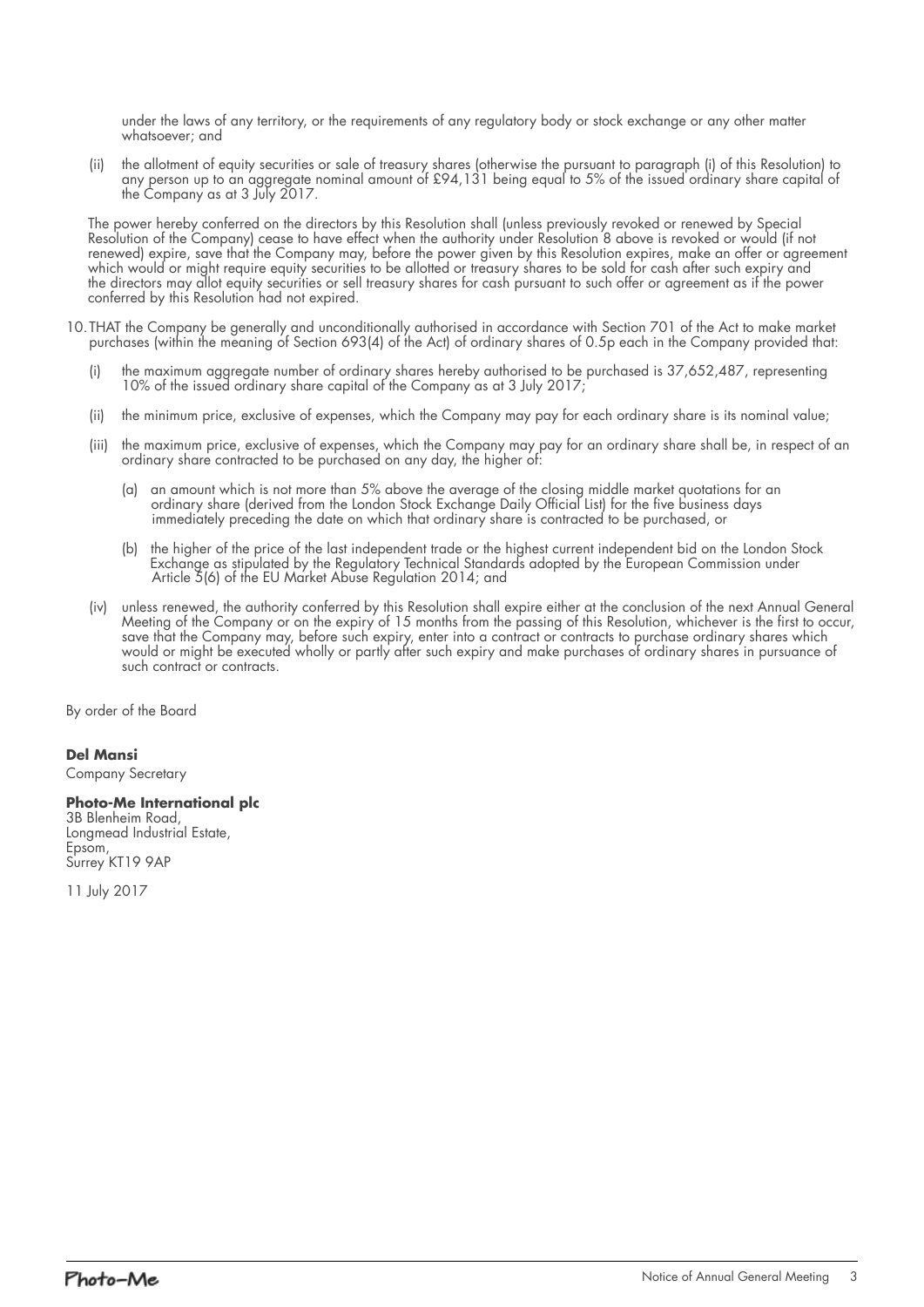under the laws of any territory, or the requirements of any regulatory body or stock exchange or any other matter whatsoever; and

(ii) the allotment of equity securities or sale of treasury shares (otherwise the pursuant to paragraph (i) of this Resolution) to any person up to an aggregate nominal amount of £94,131 being equal to 5% of the issued ordinary share capital of the Company as at 3 July 2017.

The power hereby conferred on the directors by this Resolution shall (unless previously revoked or renewed by Special Resolution of the Company) cease to have effect when the authority under Resolution 8 above is revoked or would (if not renewed) expire, save that the Company may, before the power given by this Resolution expires, make an offer or agreement which would or might require equity securities to be allotted or treasury shares to be sold for cash after such expiry and the directors may allot equity securities or sell treasury shares for cash pursuant to such offer or agreement as if the power conferred by this Resolution had not expired.

10. THAT the Company be generally and unconditionally authorised in accordance with Section 701 of the Act to make market purchases (within the meaning of Section 693(4) of the Act) of ordinary shares of 0.5p each in the Company provided that:

    (i) the maximum aggregate number of ordinary shares hereby authorised to be purchased is 37,652,487, representing 10% of the issued ordinary share capital of the Company as at 3 July 2017;

    (ii) the minimum price, exclusive of expenses, which the Company may pay for each ordinary share is its nominal value;

    (iii) the maximum price, exclusive of expenses, which the Company may pay for an ordinary share shall be, in respect of an ordinary share contracted to be purchased on any day, the higher of:

        (a) an amount which is not more than 5% above the average of the closing middle market quotations for an ordinary share (derived from the London Stock Exchange Daily Official List) for the five business days immediately preceding the date on which that ordinary share is contracted to be purchased, or

        (b) the higher of the price of the last independent trade or the highest current independent bid on the London Stock Exchange as stipulated by the Regulatory Technical Standards adopted by the European Commission under Article 5(6) of the EU Market Abuse Regulation 2014; and

    (iv) unless renewed, the authority conferred by this Resolution shall expire either at the conclusion of the next Annual General Meeting of the Company or on the expiry of 15 months from the passing of this Resolution, whichever is the first to occur, save that the Company may, before such expiry, enter into a contract or contracts to purchase ordinary shares which would or might be executed wholly or partly after such expiry and make purchases of ordinary shares in pursuance of such contract or contracts.

By order of the Board

**Del Mansi**
Company Secretary

**Photo-Me International plc**
3B Blenheim Road,
Longmead Industrial Estate,
Epsom,
Surrey KT19 9AP

11 July 2017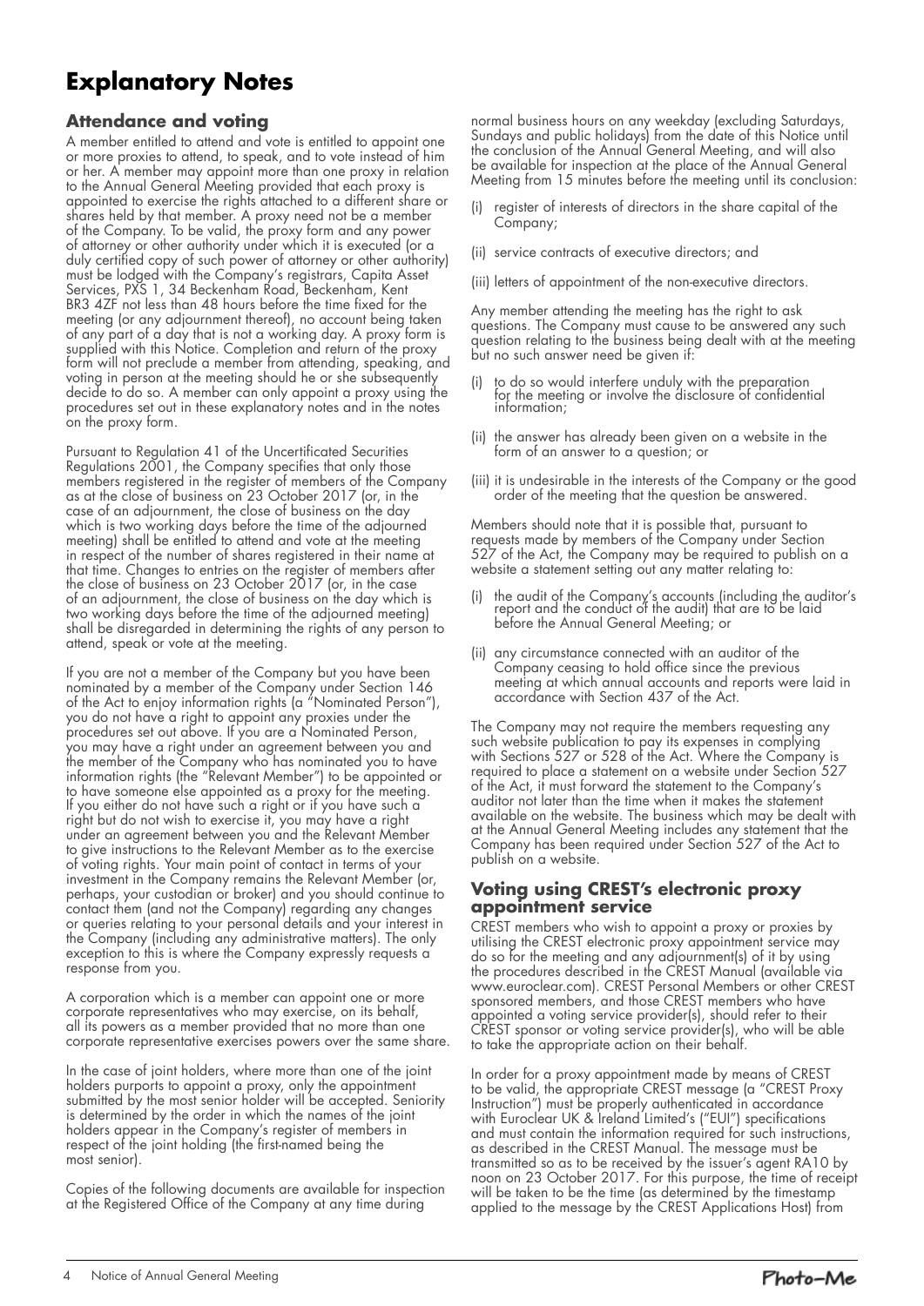# Explanatory Notes

## Attendance and voting

A member entitled to attend and vote is entitled to appoint one or more proxies to attend, to speak, and to vote instead of him or her. A member may appoint more than one proxy in relation to the Annual General Meeting provided that each proxy is appointed to exercise the rights attached to a different share or shares held by that member. A proxy need not be a member of the Company. To be valid, the proxy form and any power of attorney or other authority under which it is executed (or a duly certified copy of such power of attorney or other authority) must be lodged with the Company's registrars, Capita Asset Services, PXS 1, 34 Beckenham Road, Beckenham, Kent BR3 4ZF not less than 48 hours before the time fixed for the meeting (or any adjournment thereof), no account being taken of any part of a day that is not a working day. A proxy form is supplied with this Notice. Completion and return of the proxy form will not preclude a member from attending, speaking, and voting in person at the meeting should he or she subsequently decide to do so. A member can only appoint a proxy using the procedures set out in these explanatory notes and in the notes on the proxy form.

Pursuant to Regulation 41 of the Uncertificated Securities Regulations 2001, the Company specifies that only those members registered in the register of members of the Company as at the close of business on 23 October 2017 (or, in the case of an adjournment, the close of business on the day which is two working days before the time of the adjourned meeting) shall be entitled to attend and vote at the meeting in respect of the number of shares registered in their name at that time. Changes to entries on the register of members after the close of business on 23 October 2017 (or, in the case of an adjournment, the close of business on the day which is two working days before the time of the adjourned meeting) shall be disregarded in determining the rights of any person to attend, speak or vote at the meeting.

If you are not a member of the Company but you have been nominated by a member of the Company under Section 146 of the Act to enjoy information rights (a "Nominated Person"), you do not have a right to appoint any proxies under the procedures set out above. If you are a Nominated Person, you may have a right under an agreement between you and the member of the Company who has nominated you to have information rights (the "Relevant Member") to be appointed or to have someone else appointed as a proxy for the meeting. If you either do not have such a right or if you have such a right but do not wish to exercise it, you may have a right under an agreement between you and the Relevant Member to give instructions to the Relevant Member as to the exercise of voting rights. Your main point of contact in terms of your investment in the Company remains the Relevant Member (or, perhaps, your custodian or broker) and you should continue to contact them (and not the Company) regarding any changes or queries relating to your personal details and your interest in the Company (including any administrative matters). The only exception to this is where the Company expressly requests a response from you.

A corporation which is a member can appoint one or more corporate representatives who may exercise, on its behalf, all its powers as a member provided that no more than one corporate representative exercises powers over the same share.

In the case of joint holders, where more than one of the joint holders purports to appoint a proxy, only the appointment submitted by the most senior holder will be accepted. Seniority is determined by the order in which the names of the joint holders appear in the Company's register of members in respect of the joint holding (the first-named being the most senior).

Copies of the following documents are available for inspection at the Registered Office of the Company at any time during normal business hours on any weekday (excluding Saturdays, Sundays and public holidays) from the date of this Notice until the conclusion of the Annual General Meeting, and will also be available for inspection at the place of the Annual General Meeting from 15 minutes before the meeting until its conclusion:

(i) register of interests of directors in the share capital of the Company;

(ii) service contracts of executive directors; and

(iii) letters of appointment of the non-executive directors.

Any member attending the meeting has the right to ask questions. The Company must cause to be answered any such question relating to the business being dealt with at the meeting but no such answer need be given if:

(i) to do so would interfere unduly with the preparation for the meeting or involve the disclosure of confidential information;

(ii) the answer has already been given on a website in the form of an answer to a question; or

(iii) it is undesirable in the interests of the Company or the good order of the meeting that the question be answered.

Members should note that it is possible that, pursuant to requests made by members of the Company under Section 527 of the Act, the Company may be required to publish on a website a statement setting out any matter relating to:

(i) the audit of the Company's accounts (including the auditor's report and the conduct of the audit) that are to be laid before the Annual General Meeting; or

(ii) any circumstance connected with an auditor of the Company ceasing to hold office since the previous meeting at which annual accounts and reports were laid in accordance with Section 437 of the Act.

The Company may not require the members requesting any such website publication to pay its expenses in complying with Sections 527 or 528 of the Act. Where the Company is required to place a statement on a website under Section 527 of the Act, it must forward the statement to the Company's auditor not later than the time when it makes the statement available on the website. The business which may be dealt with at the Annual General Meeting includes any statement that the Company has been required under Section 527 of the Act to publish on a website.

## Voting using CREST's electronic proxy appointment service

CREST members who wish to appoint a proxy or proxies by utilising the CREST electronic proxy appointment service may do so for the meeting and any adjournment(s) of it by using the procedures described in the CREST Manual (available via www.euroclear.com). CREST Personal Members or other CREST sponsored members, and those CREST members who have appointed a voting service provider(s), should refer to their CREST sponsor or voting service provider(s), who will be able to take the appropriate action on their behalf.

In order for a proxy appointment made by means of CREST to be valid, the appropriate CREST message (a "CREST Proxy Instruction") must be properly authenticated in accordance with Euroclear UK & Ireland Limited's ("EUI") specifications and must contain the information required for such instructions, as described in the CREST Manual. The message must be transmitted so as to be received by the issuer's agent RA10 by noon on 23 October 2017. For this purpose, the time of receipt will be taken to be the time (as determined by the timestamp applied to the message by the CREST Applications Host) from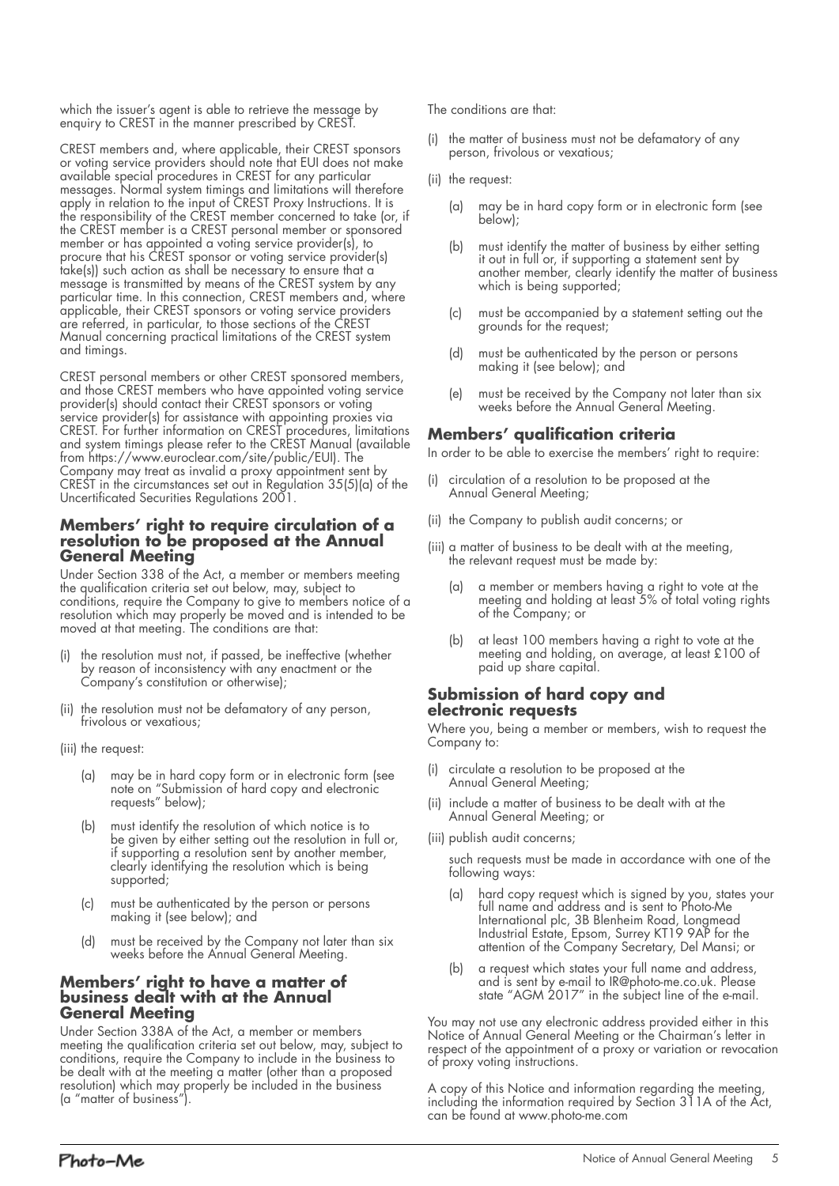which the issuer's agent is able to retrieve the message by enquiry to CREST in the manner prescribed by CREST.

CREST members and, where applicable, their CREST sponsors or voting service providers should note that EUI does not make available special procedures in CREST for any particular messages. Normal system timings and limitations will therefore apply in relation to the input of CREST Proxy Instructions. It is the responsibility of the CREST member concerned to take (or, if the CREST member is a CREST personal member or sponsored member or has appointed a voting service provider(s), to procure that his CREST sponsor or voting service provider(s) take(s)) such action as shall be necessary to ensure that a message is transmitted by means of the CREST system by any particular time. In this connection, CREST members and, where applicable, their CREST sponsors or voting service providers are referred, in particular, to those sections of the CREST Manual concerning practical limitations of the CREST system and timings.

CREST personal members or other CREST sponsored members, and those CREST members who have appointed voting service provider(s) should contact their CREST sponsors or voting service provider(s) for assistance with appointing proxies via CREST. For further information on CREST procedures, limitations and system timings please refer to the CREST Manual (available from https://www.euroclear.com/site/public/EUI). The Company may treat as invalid a proxy appointment sent by CREST in the circumstances set out in Regulation 35(5)(a) of the Uncertificated Securities Regulations 2001.

## Members' right to require circulation of a resolution to be proposed at the Annual General Meeting

Under Section 338 of the Act, a member or members meeting the qualification criteria set out below, may, subject to conditions, require the Company to give to members notice of a resolution which may properly be moved and is intended to be moved at that meeting. The conditions are that:

(i) the resolution must not, if passed, be ineffective (whether by reason of inconsistency with any enactment or the Company's constitution or otherwise);

(ii) the resolution must not be defamatory of any person, frivolous or vexatious;

(iii) the request:

- (a) may be in hard copy form or in electronic form (see note on "Submission of hard copy and electronic requests" below);
- (b) must identify the resolution of which notice is to be given by either setting out the resolution in full or, if supporting a resolution sent by another member, clearly identifying the resolution which is being supported;
- (c) must be authenticated by the person or persons making it (see below); and
- (d) must be received by the Company not later than six weeks before the Annual General Meeting.

## Members' right to have a matter of business dealt with at the Annual General Meeting

Under Section 338A of the Act, a member or members meeting the qualification criteria set out below, may, subject to conditions, require the Company to include in the business to be dealt with at the meeting a matter (other than a proposed resolution) which may properly be included in the business (a "matter of business").

The conditions are that:

(i) the matter of business must not be defamatory of any person, frivolous or vexatious;

(ii) the request:

- (a) may be in hard copy form or in electronic form (see below);
- (b) must identify the matter of business by either setting it out in full or, if supporting a statement sent by another member, clearly identify the matter of business which is being supported;
- (c) must be accompanied by a statement setting out the grounds for the request;
- (d) must be authenticated by the person or persons making it (see below); and
- (e) must be received by the Company not later than six weeks before the Annual General Meeting.

## Members' qualification criteria

In order to be able to exercise the members' right to require:

(i) circulation of a resolution to be proposed at the Annual General Meeting;

(ii) the Company to publish audit concerns; or

(iii) a matter of business to be dealt with at the meeting, the relevant request must be made by:

- (a) a member or members having a right to vote at the meeting and holding at least 5% of total voting rights of the Company; or
- (b) at least 100 members having a right to vote at the meeting and holding, on average, at least £100 of paid up share capital.

## Submission of hard copy and electronic requests

Where you, being a member or members, wish to request the Company to:

(i) circulate a resolution to be proposed at the Annual General Meeting;

(ii) include a matter of business to be dealt with at the Annual General Meeting; or

(iii) publish audit concerns;

such requests must be made in accordance with one of the following ways:

- (a) hard copy request which is signed by you, states your full name and address and is sent to Photo-Me International plc, 3B Blenheim Road, Longmead Industrial Estate, Epsom, Surrey KT19 9AP for the attention of the Company Secretary, Del Mansi; or
- (b) a request which states your full name and address, and is sent by e-mail to IR@photo-me.co.uk. Please state "AGM 2017" in the subject line of the e-mail.

You may not use any electronic address provided either in this Notice of Annual General Meeting or the Chairman's letter in respect of the appointment of a proxy or variation or revocation of proxy voting instructions.

A copy of this Notice and information regarding the meeting, including the information required by Section 311A of the Act, can be found at www.photo-me.com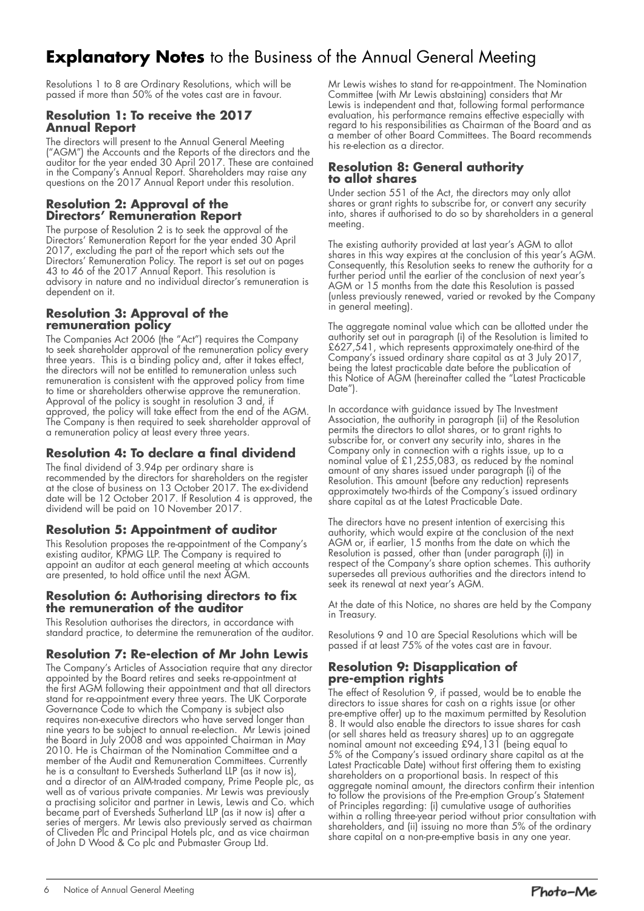# **Explanatory Notes** to the Business of the Annual General Meeting

Resolutions 1 to 8 are Ordinary Resolutions, which will be passed if more than 50% of the votes cast are in favour.

### Resolution 1: To receive the 2017 Annual Report

The directors will present to the Annual General Meeting ("AGM") the Accounts and the Reports of the directors and the auditor for the year ended 30 April 2017. These are contained in the Company's Annual Report. Shareholders may raise any questions on the 2017 Annual Report under this resolution.

### Resolution 2: Approval of the Directors' Remuneration Report

The purpose of Resolution 2 is to seek the approval of the Directors' Remuneration Report for the year ended 30 April 2017, excluding the part of the report which sets out the Directors' Remuneration Policy. The report is set out on pages 43 to 46 of the 2017 Annual Report. This resolution is advisory in nature and no individual director's remuneration is dependent on it.

### Resolution 3: Approval of the remuneration policy

The Companies Act 2006 (the "Act") requires the Company to seek shareholder approval of the remuneration policy every three years. This is a binding policy and, after it takes effect, the directors will not be entitled to remuneration unless such remuneration is consistent with the approved policy from time to time or shareholders otherwise approve the remuneration. Approval of the policy is sought in resolution 3 and, if approved, the policy will take effect from the end of the AGM. The Company is then required to seek shareholder approval of a remuneration policy at least every three years.

### Resolution 4: To declare a final dividend

The final dividend of 3.94p per ordinary share is recommended by the directors for shareholders on the register at the close of business on 13 October 2017. The ex-dividend date will be 12 October 2017. If Resolution 4 is approved, the dividend will be paid on 10 November 2017.

### Resolution 5: Appointment of auditor

This Resolution proposes the re-appointment of the Company's existing auditor, KPMG LLP. The Company is required to appoint an auditor at each general meeting at which accounts are presented, to hold office until the next AGM.

### Resolution 6: Authorising directors to fix the remuneration of the auditor

This Resolution authorises the directors, in accordance with standard practice, to determine the remuneration of the auditor.

### Resolution 7: Re-election of Mr John Lewis

The Company's Articles of Association require that any director appointed by the Board retires and seeks re-appointment at the first AGM following their appointment and that all directors stand for re-appointment every three years. The UK Corporate Governance Code to which the Company is subject also requires non-executive directors who have served longer than nine years to be subject to annual re-election. Mr Lewis joined the Board in July 2008 and was appointed Chairman in May 2010. He is Chairman of the Nomination Committee and a member of the Audit and Remuneration Committees. Currently he is a consultant to Eversheds Sutherland LLP (as it now is), and a director of an AIM-traded company, Prime People plc, as well as of various private companies. Mr Lewis was previously a practising solicitor and partner in Lewis, Lewis and Co. which became part of Eversheds Sutherland LLP (as it now is) after a series of mergers. Mr Lewis also previously served as chairman of Cliveden Plc and Principal Hotels plc, and as vice chairman of John D Wood & Co plc and Pubmaster Group Ltd.

Mr Lewis wishes to stand for re-appointment. The Nomination Committee (with Mr Lewis abstaining) considers that Mr Lewis is independent and that, following formal performance evaluation, his performance remains effective especially with regard to his responsibilities as Chairman of the Board and as a member of other Board Committees. The Board recommends his re-election as a director.

### Resolution 8: General authority to allot shares

Under section 551 of the Act, the directors may only allot shares or grant rights to subscribe for, or convert any security into, shares if authorised to do so by shareholders in a general meeting.

The existing authority provided at last year's AGM to allot shares in this way expires at the conclusion of this year's AGM. Consequently, this Resolution seeks to renew the authority for a further period until the earlier of the conclusion of next year's AGM or 15 months from the date this Resolution is passed (unless previously renewed, varied or revoked by the Company in general meeting).

The aggregate nominal value which can be allotted under the authority set out in paragraph (i) of the Resolution is limited to £627,541, which represents approximately one-third of the Company's issued ordinary share capital as at 3 July 2017, being the latest practicable date before the publication of this Notice of AGM (hereinafter called the "Latest Practicable Date").

In accordance with guidance issued by The Investment Association, the authority in paragraph (ii) of the Resolution permits the directors to allot shares, or to grant rights to subscribe for, or convert any security into, shares in the Company only in connection with a rights issue, up to a nominal value of £1,255,083, as reduced by the nominal amount of any shares issued under paragraph (i) of the Resolution. This amount (before any reduction) represents approximately two-thirds of the Company's issued ordinary share capital as at the Latest Practicable Date.

The directors have no present intention of exercising this authority, which would expire at the conclusion of the next AGM or, if earlier, 15 months from the date on which the Resolution is passed, other than (under paragraph (i)) in respect of the Company's share option schemes. This authority supersedes all previous authorities and the directors intend to seek its renewal at next year's AGM.

At the date of this Notice, no shares are held by the Company in Treasury.

Resolutions 9 and 10 are Special Resolutions which will be passed if at least 75% of the votes cast are in favour.

### Resolution 9: Disapplication of pre-emption rights

The effect of Resolution 9, if passed, would be to enable the directors to issue shares for cash on a rights issue (or other pre-emptive offer) up to the maximum permitted by Resolution 8. It would also enable the directors to issue shares for cash (or sell shares held as treasury shares) up to an aggregate nominal amount not exceeding £94,131 (being equal to 5% of the Company's issued ordinary share capital as at the Latest Practicable Date) without first offering them to existing shareholders on a proportional basis. In respect of this aggregate nominal amount, the directors confirm their intention to follow the provisions of the Pre-emption Group's Statement of Principles regarding: (i) cumulative usage of authorities within a rolling three-year period without prior consultation with shareholders, and (ii) issuing no more than 5% of the ordinary share capital on a non-pre-emptive basis in any one year.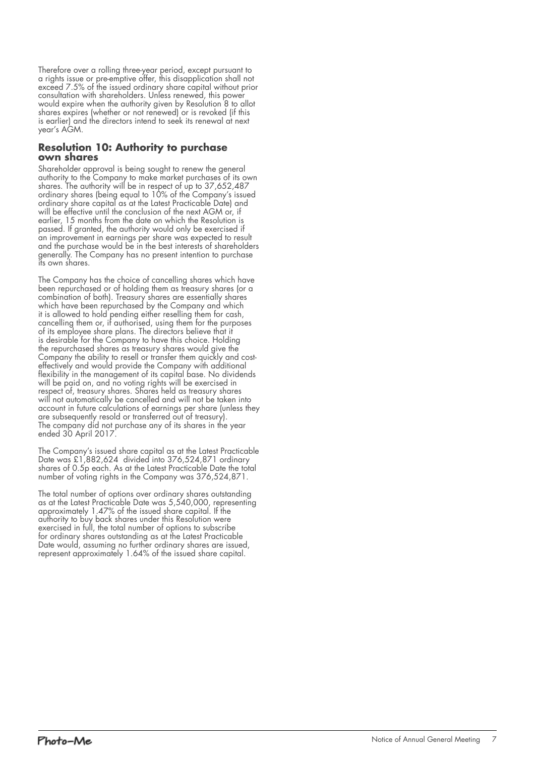Therefore over a rolling three-year period, except pursuant to a rights issue or pre-emptive offer, this disapplication shall not exceed 7.5% of the issued ordinary share capital without prior consultation with shareholders. Unless renewed, this power would expire when the authority given by Resolution 8 to allot shares expires (whether or not renewed) or is revoked (if this is earlier) and the directors intend to seek its renewal at next year's AGM.

## Resolution 10: Authority to purchase own shares

Shareholder approval is being sought to renew the general authority to the Company to make market purchases of its own shares. The authority will be in respect of up to 37,652,487 ordinary shares (being equal to 10% of the Company's issued ordinary share capital as at the Latest Practicable Date) and will be effective until the conclusion of the next AGM or, if earlier, 15 months from the date on which the Resolution is passed. If granted, the authority would only be exercised if an improvement in earnings per share was expected to result and the purchase would be in the best interests of shareholders generally. The Company has no present intention to purchase its own shares.

The Company has the choice of cancelling shares which have been repurchased or of holding them as treasury shares (or a combination of both). Treasury shares are essentially shares which have been repurchased by the Company and which it is allowed to hold pending either reselling them for cash, cancelling them or, if authorised, using them for the purposes of its employee share plans. The directors believe that it is desirable for the Company to have this choice. Holding the repurchased shares as treasury shares would give the Company the ability to resell or transfer them quickly and cost-effectively and would provide the Company with additional flexibility in the management of its capital base. No dividends will be paid on, and no voting rights will be exercised in respect of, treasury shares. Shares held as treasury shares will not automatically be cancelled and will not be taken into account in future calculations of earnings per share (unless they are subsequently resold or transferred out of treasury). The company did not purchase any of its shares in the year ended 30 April 2017.

The Company's issued share capital as at the Latest Practicable Date was £1,882,624 divided into 376,524,871 ordinary shares of 0.5p each. As at the Latest Practicable Date the total number of voting rights in the Company was 376,524,871.

The total number of options over ordinary shares outstanding as at the Latest Practicable Date was 5,540,000, representing approximately 1.47% of the issued share capital. If the authority to buy back shares under this Resolution were exercised in full, the total number of options to subscribe for ordinary shares outstanding as at the Latest Practicable Date would, assuming no further ordinary shares are issued, represent approximately 1.64% of the issued share capital.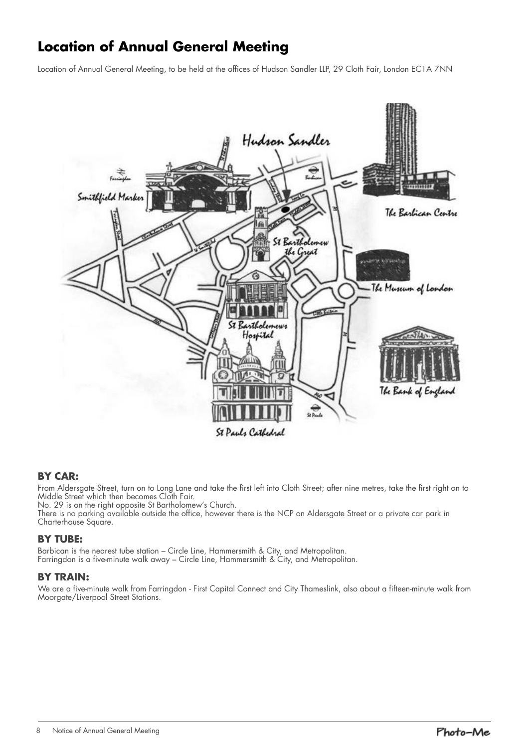# Location of Annual General Meeting

Location of Annual General Meeting, to be held at the offices of Hudson Sandler LLP, 29 Cloth Fair, London EC1A 7NN

### BY CAR:

From Aldersgate Street, turn on to Long Lane and take the first left into Cloth Street; after nine metres, take the first right on to Middle Street which then becomes Cloth Fair.
No. 29 is on the right opposite St Bartholomew's Church.
There is no parking available outside the office, however there is the NCP on Aldersgate Street or a private car park in Charterhouse Square.

### BY TUBE:

Barbican is the nearest tube station – Circle Line, Hammersmith & City, and Metropolitan.
Farringdon is a five-minute walk away – Circle Line, Hammersmith & City, and Metropolitan.

### BY TRAIN:

We are a five-minute walk from Farringdon - First Capital Connect and City Thameslink, also about a fifteen-minute walk from Moorgate/Liverpool Street Stations.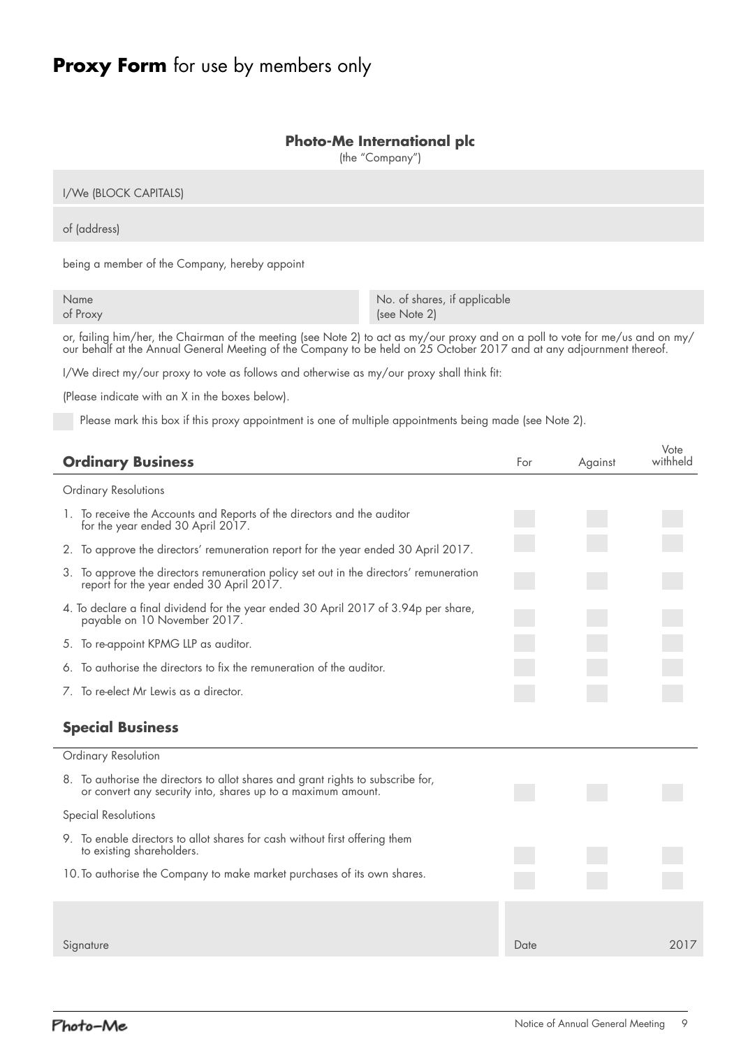# **Proxy Form** for use by members only

**Photo-Me International plc**
(the "Company")

I/We (BLOCK CAPITALS)

of (address)

being a member of the Company, hereby appoint

| Name of Proxy | No. of shares, if applicable (see Note 2) |
|---|---|
| | |

or, failing him/her, the Chairman of the meeting (see Note 2) to act as my/our proxy and on a poll to vote for me/us and on my/our behalf at the Annual General Meeting of the Company to be held on 25 October 2017 and at any adjournment thereof.

I/We direct my/our proxy to vote as follows and otherwise as my/our proxy shall think fit:

(Please indicate with an X in the boxes below).

☐ Please mark this box if this proxy appointment is one of multiple appointments being made (see Note 2).

| **Ordinary Business** | For | Against | Vote withheld |
|---|---|---|---|
| Ordinary Resolutions | | | |
| 1. To receive the Accounts and Reports of the directors and the auditor for the year ended 30 April 2017. | | | |
| 2. To approve the directors' remuneration report for the year ended 30 April 2017. | | | |
| 3. To approve the directors remuneration policy set out in the directors' remuneration report for the year ended 30 April 2017. | | | |
| 4. To declare a final dividend for the year ended 30 April 2017 of 3.94p per share, payable on 10 November 2017. | | | |
| 5. To re-appoint KPMG LLP as auditor. | | | |
| 6. To authorise the directors to fix the remuneration of the auditor. | | | |
| 7. To re-elect Mr Lewis as a director. | | | |
| **Special Business** | | | |
| Ordinary Resolution | | | |
| 8. To authorise the directors to allot shares and grant rights to subscribe for, or convert any security into, shares up to a maximum amount. | | | |
| Special Resolutions | | | |
| 9. To enable directors to allot shares for cash without first offering them to existing shareholders. | | | |
| 10. To authorise the Company to make market purchases of its own shares. | | | |

Signature

Date 2017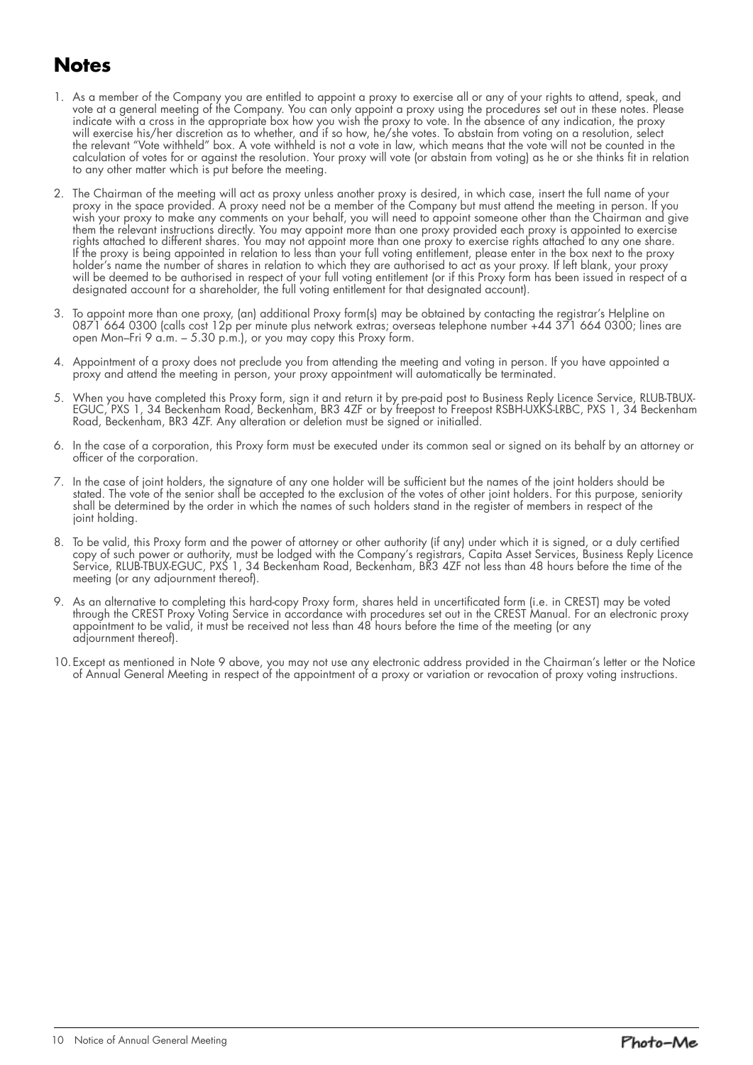## Notes

1. As a member of the Company you are entitled to appoint a proxy to exercise all or any of your rights to attend, speak, and vote at a general meeting of the Company. You can only appoint a proxy using the procedures set out in these notes. Please indicate with a cross in the appropriate box how you wish the proxy to vote. In the absence of any indication, the proxy will exercise his/her discretion as to whether, and if so how, he/she votes. To abstain from voting on a resolution, select the relevant "Vote withheld" box. A vote withheld is not a vote in law, which means that the vote will not be counted in the calculation of votes for or against the resolution. Your proxy will vote (or abstain from voting) as he or she thinks fit in relation to any other matter which is put before the meeting.

2. The Chairman of the meeting will act as proxy unless another proxy is desired, in which case, insert the full name of your proxy in the space provided. A proxy need not be a member of the Company but must attend the meeting in person. If you wish your proxy to make any comments on your behalf, you will need to appoint someone other than the Chairman and give them the relevant instructions directly. You may appoint more than one proxy provided each proxy is appointed to exercise rights attached to different shares. You may not appoint more than one proxy to exercise rights attached to any one share. If the proxy is being appointed in relation to less than your full voting entitlement, please enter in the box next to the proxy holder's name the number of shares in relation to which they are authorised to act as your proxy. If left blank, your proxy will be deemed to be authorised in respect of your full voting entitlement (or if this Proxy form has been issued in respect of a designated account for a shareholder, the full voting entitlement for that designated account).

3. To appoint more than one proxy, (an) additional Proxy form(s) may be obtained by contacting the registrar's Helpline on 0871 664 0300 (calls cost 12p per minute plus network extras; overseas telephone number +44 371 664 0300; lines are open Mon–Fri 9 a.m. – 5.30 p.m.), or you may copy this Proxy form.

4. Appointment of a proxy does not preclude you from attending the meeting and voting in person. If you have appointed a proxy and attend the meeting in person, your proxy appointment will automatically be terminated.

5. When you have completed this Proxy form, sign it and return it by pre-paid post to Business Reply Licence Service, RLUB-TBUX-EGUC, PXS 1, 34 Beckenham Road, Beckenham, BR3 4ZF or by freepost to Freepost RSBH-UXKS-LRBC, PXS 1, 34 Beckenham Road, Beckenham, BR3 4ZF. Any alteration or deletion must be signed or initialled.

6. In the case of a corporation, this Proxy form must be executed under its common seal or signed on its behalf by an attorney or officer of the corporation.

7. In the case of joint holders, the signature of any one holder will be sufficient but the names of the joint holders should be stated. The vote of the senior shall be accepted to the exclusion of the votes of other joint holders. For this purpose, seniority shall be determined by the order in which the names of such holders stand in the register of members in respect of the joint holding.

8. To be valid, this Proxy form and the power of attorney or other authority (if any) under which it is signed, or a duly certified copy of such power or authority, must be lodged with the Company's registrars, Capita Asset Services, Business Reply Licence Service, RLUB-TBUX-EGUC, PXS 1, 34 Beckenham Road, Beckenham, BR3 4ZF not less than 48 hours before the time of the meeting (or any adjournment thereof).

9. As an alternative to completing this hard-copy Proxy form, shares held in uncertificated form (i.e. in CREST) may be voted through the CREST Proxy Voting Service in accordance with procedures set out in the CREST Manual. For an electronic proxy appointment to be valid, it must be received not less than 48 hours before the time of the meeting (or any adjournment thereof).

10. Except as mentioned in Note 9 above, you may not use any electronic address provided in the Chairman's letter or the Notice of Annual General Meeting in respect of the appointment of a proxy or variation or revocation of proxy voting instructions.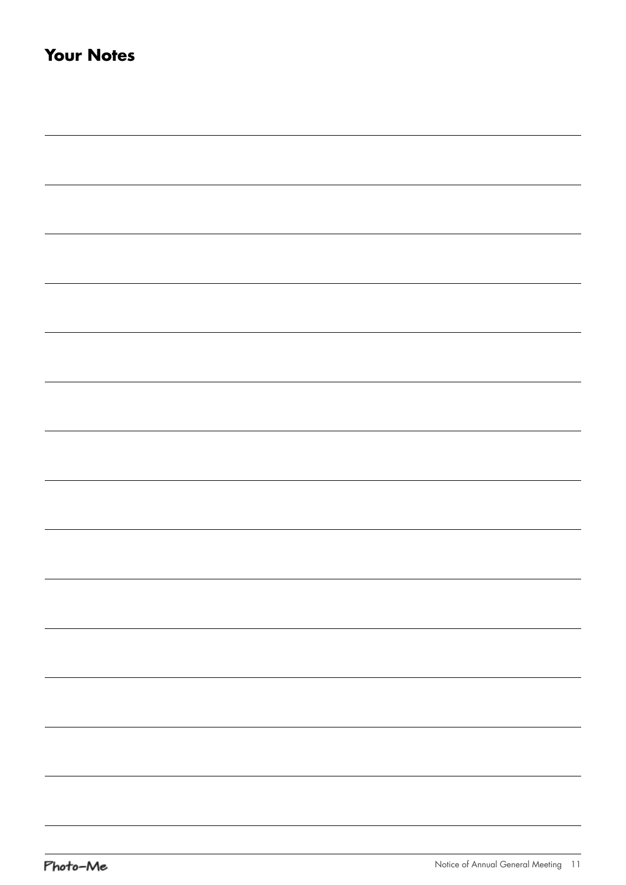## Your Notes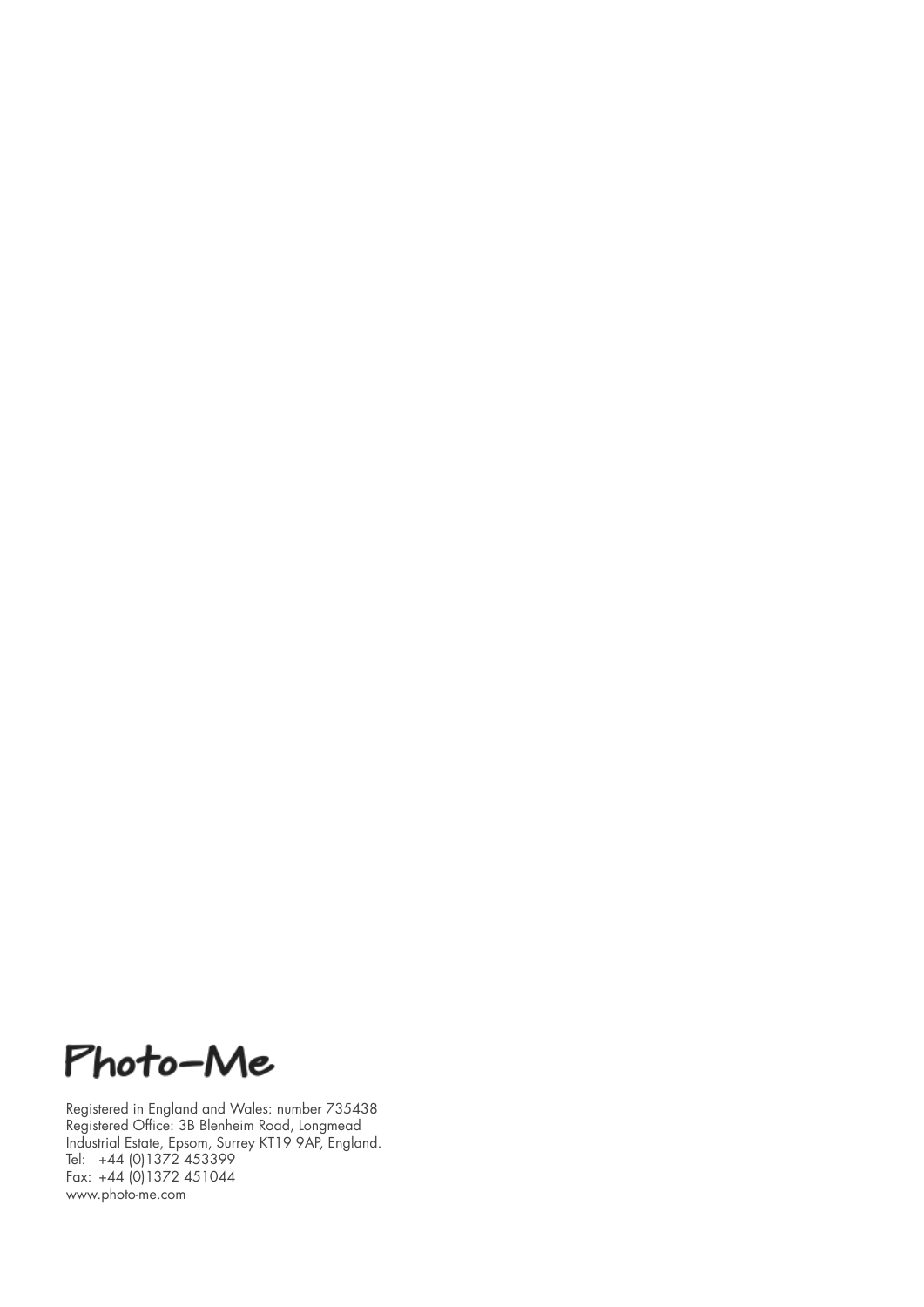Photo-Me

Registered in England and Wales: number 735438
Registered Office: 3B Blenheim Road, Longmead
Industrial Estate, Epsom, Surrey KT19 9AP, England.
Tel: +44 (0)1372 453399
Fax: +44 (0)1372 451044
www.photo-me.com